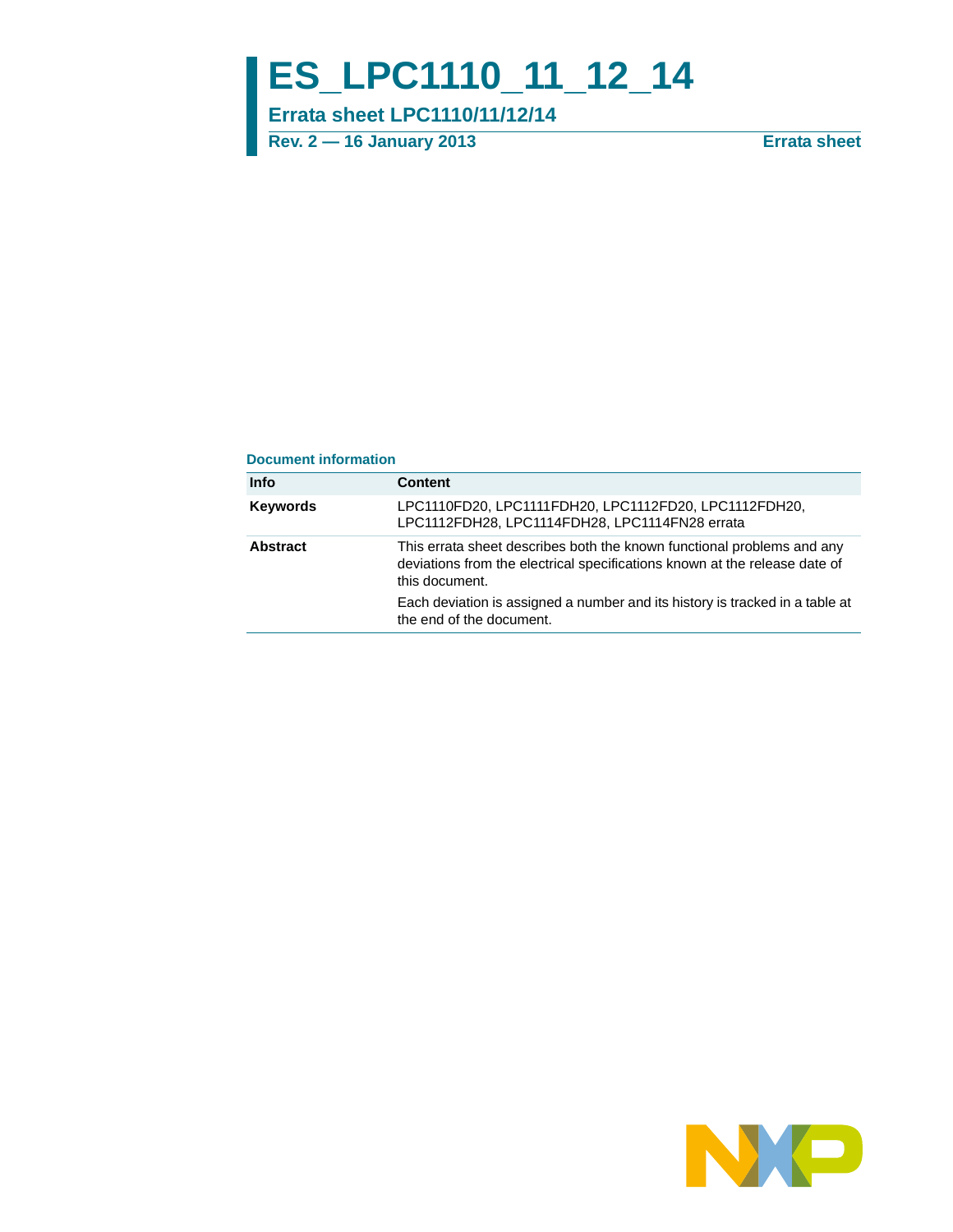# ES_LPC1110_11_12_14

## Errata sheet LPC1110/11/12/14

**Rev. 2 — 16 January 2013** **Errata sheet**

### Document information

| Info | Content |
|---|---|
| **Keywords** | LPC1110FD20, LPC1111FDH20, LPC1112FD20, LPC1112FDH20, LPC1112FDH28, LPC1114FDH28, LPC1114FN28 errata |
| **Abstract** | This errata sheet describes both the known functional problems and any deviations from the electrical specifications known at the release date of this document. Each deviation is assigned a number and its history is tracked in a table at the end of the document. |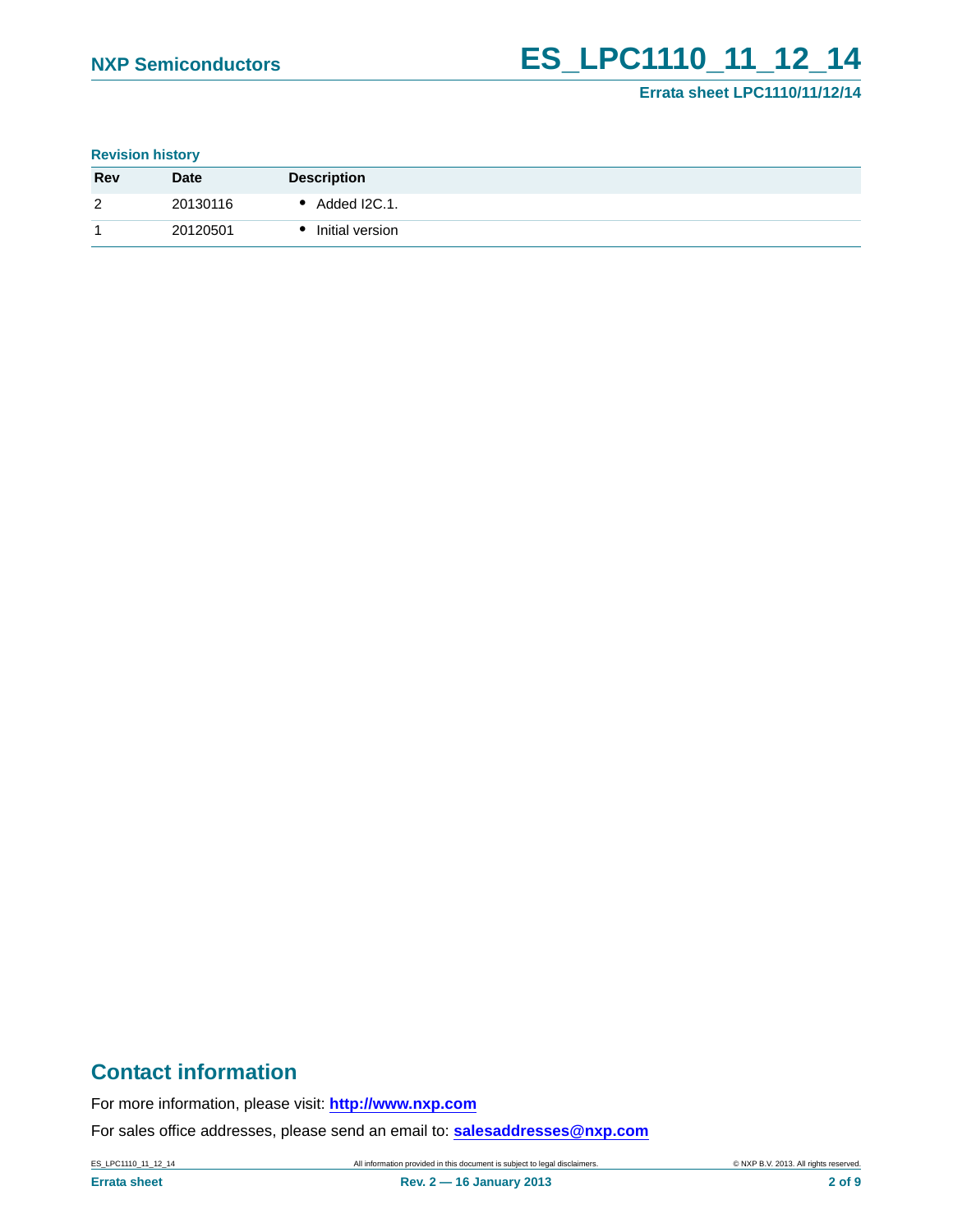**Revision history**

| Rev | Date | Description |
|---|---|---|
| 2 | 20130116 | • Added I2C.1. |
| 1 | 20120501 | • Initial version |

## Contact information

For more information, please visit: **http://www.nxp.com**

For sales office addresses, please send an email to: **salesaddresses@nxp.com**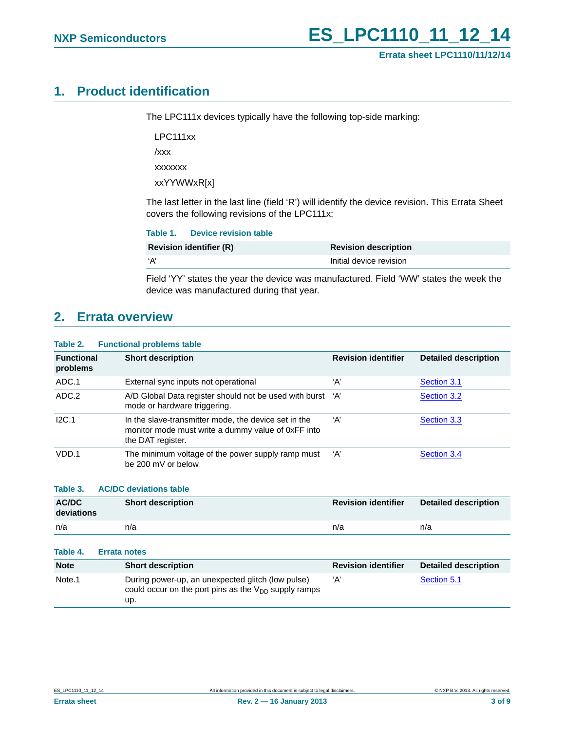## 1. Product identification

The LPC111x devices typically have the following top-side marking:

LPC111xx

/xxx

xxxxxxx

xxYYWWxR[x]

The last letter in the last line (field 'R') will identify the device revision. This Errata Sheet covers the following revisions of the LPC111x:

**Table 1. Device revision table**

| Revision identifier (R) | Revision description |
|---|---|
| 'A' | Initial device revision |

Field 'YY' states the year the device was manufactured. Field 'WW' states the week the device was manufactured during that year.

## 2. Errata overview

**Table 2. Functional problems table**

| Functional problems | Short description | Revision identifier | Detailed description |
|---|---|---|---|
| ADC.1 | External sync inputs not operational | 'A' | Section 3.1 |
| ADC.2 | A/D Global Data register should not be used with burst mode or hardware triggering. | 'A' | Section 3.2 |
| I2C.1 | In the slave-transmitter mode, the device set in the monitor mode must write a dummy value of 0xFF into the DAT register. | 'A' | Section 3.3 |
| VDD.1 | The minimum voltage of the power supply ramp must be 200 mV or below | 'A' | Section 3.4 |

**Table 3. AC/DC deviations table**

| AC/DC deviations | Short description | Revision identifier | Detailed description |
|---|---|---|---|
| n/a | n/a | n/a | n/a |

**Table 4. Errata notes**

| Note | Short description | Revision identifier | Detailed description |
|---|---|---|---|
| Note.1 | During power-up, an unexpected glitch (low pulse) could occur on the port pins as the $V_{DD}$ supply ramps up. | 'A' | Section 5.1 |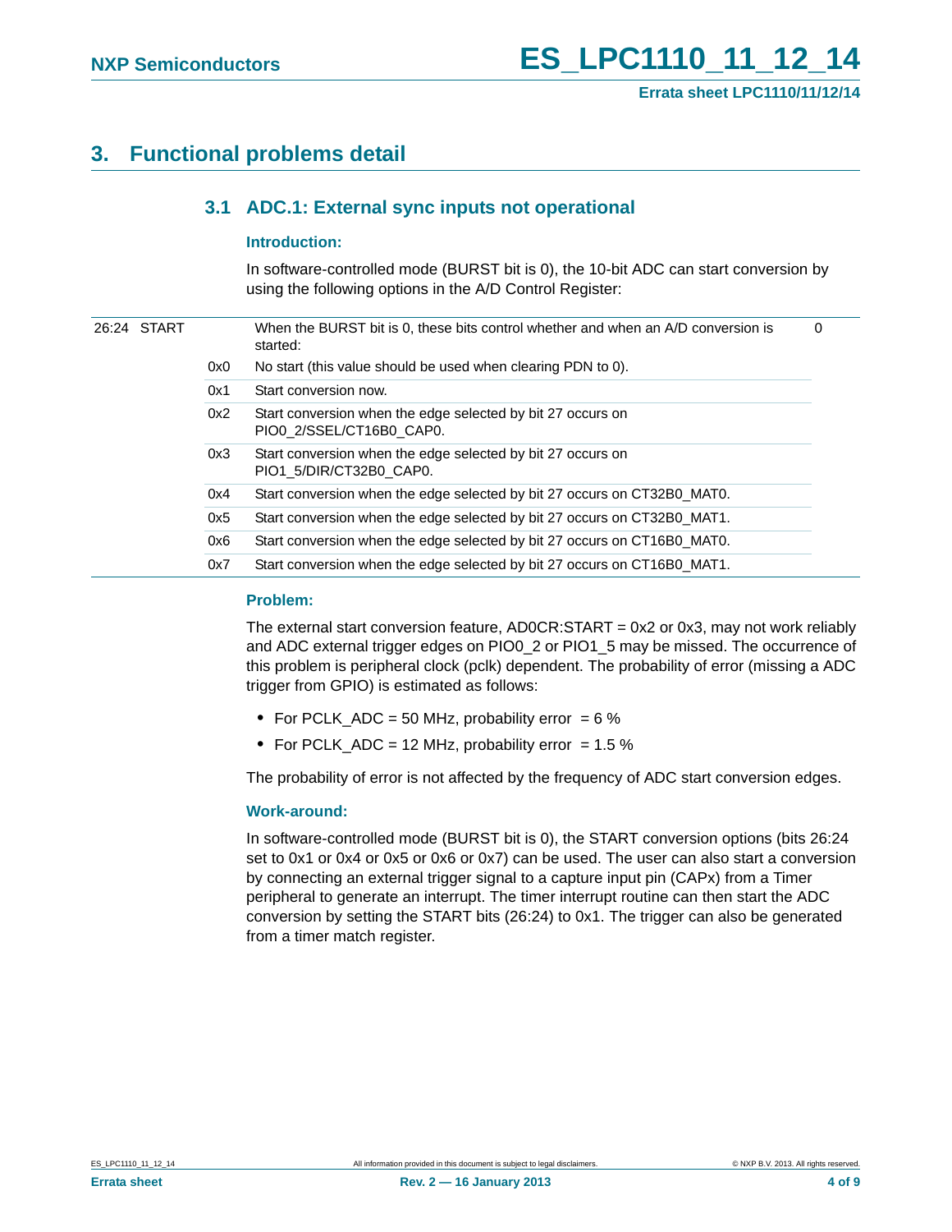# 3. Functional problems detail

## 3.1 ADC.1: External sync inputs not operational

### Introduction:

In software-controlled mode (BURST bit is 0), the 10-bit ADC can start conversion by using the following options in the A/D Control Register:

| Bit | Symbol | Value | Description | Reset value |
|---|---|---|---|---|
| 26:24 | START | | When the BURST bit is 0, these bits control whether and when an A/D conversion is started: | 0 |
| | | 0x0 | No start (this value should be used when clearing PDN to 0). | |
| | | 0x1 | Start conversion now. | |
| | | 0x2 | Start conversion when the edge selected by bit 27 occurs on PIO0_2/SSEL/CT16B0_CAP0. | |
| | | 0x3 | Start conversion when the edge selected by bit 27 occurs on PIO1_5/DIR/CT32B0_CAP0. | |
| | | 0x4 | Start conversion when the edge selected by bit 27 occurs on CT32B0_MAT0. | |
| | | 0x5 | Start conversion when the edge selected by bit 27 occurs on CT32B0_MAT1. | |
| | | 0x6 | Start conversion when the edge selected by bit 27 occurs on CT16B0_MAT0. | |
| | | 0x7 | Start conversion when the edge selected by bit 27 occurs on CT16B0_MAT1. | |

### Problem:

The external start conversion feature, AD0CR:START = 0x2 or 0x3, may not work reliably and ADC external trigger edges on PIO0_2 or PIO1_5 may be missed. The occurrence of this problem is peripheral clock (pclk) dependent. The probability of error (missing a ADC trigger from GPIO) is estimated as follows:

- For PCLK_ADC = 50 MHz, probability error = 6 %
- For PCLK_ADC = 12 MHz, probability error = 1.5 %

The probability of error is not affected by the frequency of ADC start conversion edges.

### Work-around:

In software-controlled mode (BURST bit is 0), the START conversion options (bits 26:24 set to 0x1 or 0x4 or 0x5 or 0x6 or 0x7) can be used. The user can also start a conversion by connecting an external trigger signal to a capture input pin (CAPx) from a Timer peripheral to generate an interrupt. The timer interrupt routine can then start the ADC conversion by setting the START bits (26:24) to 0x1. The trigger can also be generated from a timer match register.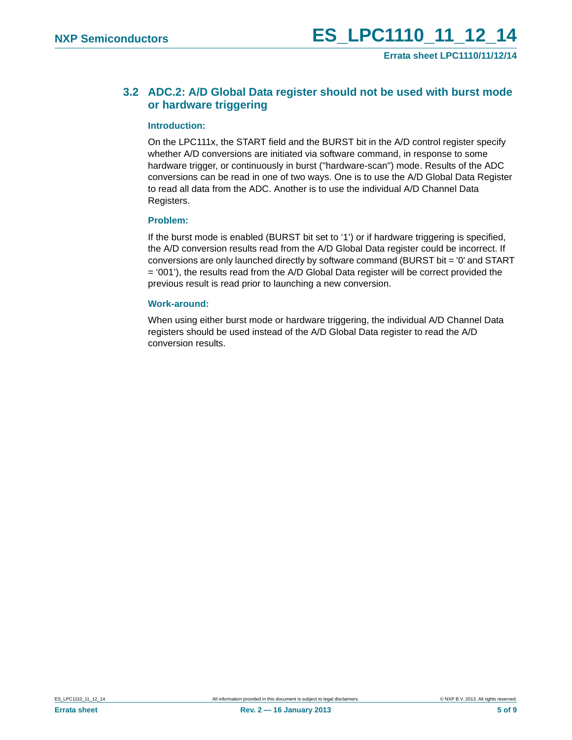## 3.2 ADC.2: A/D Global Data register should not be used with burst mode or hardware triggering

**Introduction:**

On the LPC111x, the START field and the BURST bit in the A/D control register specify whether A/D conversions are initiated via software command, in response to some hardware trigger, or continuously in burst ("hardware-scan") mode. Results of the ADC conversions can be read in one of two ways. One is to use the A/D Global Data Register to read all data from the ADC. Another is to use the individual A/D Channel Data Registers.

**Problem:**

If the burst mode is enabled (BURST bit set to '1') or if hardware triggering is specified, the A/D conversion results read from the A/D Global Data register could be incorrect. If conversions are only launched directly by software command (BURST bit = '0' and START = '001'), the results read from the A/D Global Data register will be correct provided the previous result is read prior to launching a new conversion.

**Work-around:**

When using either burst mode or hardware triggering, the individual A/D Channel Data registers should be used instead of the A/D Global Data register to read the A/D conversion results.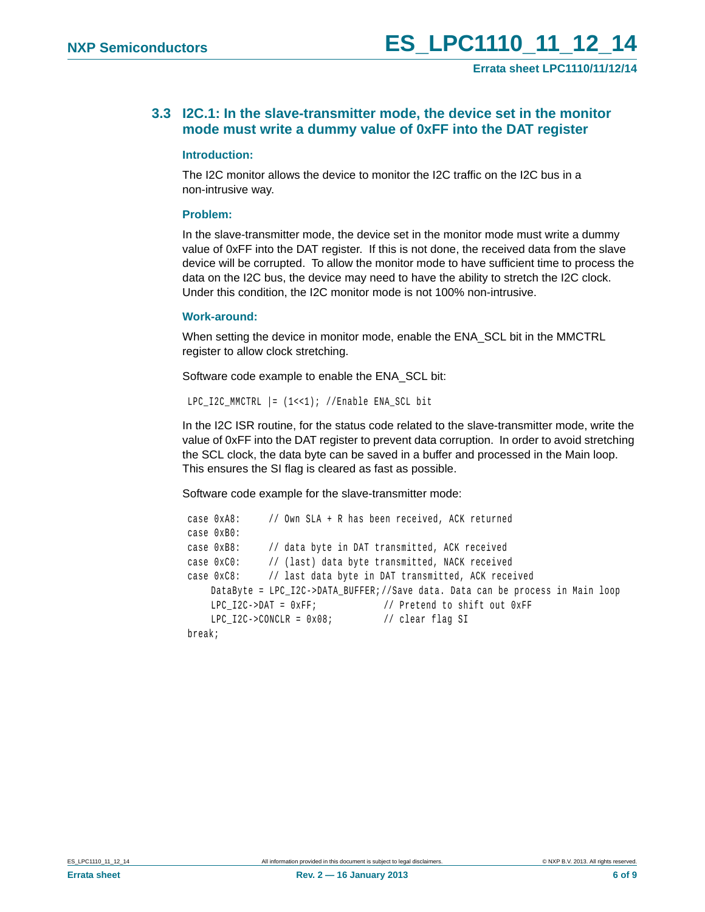### 3.3 I2C.1: In the slave-transmitter mode, the device set in the monitor mode must write a dummy value of 0xFF into the DAT register

#### Introduction:

The I2C monitor allows the device to monitor the I2C traffic on the I2C bus in a non-intrusive way.

#### Problem:

In the slave-transmitter mode, the device set in the monitor mode must write a dummy value of 0xFF into the DAT register. If this is not done, the received data from the slave device will be corrupted. To allow the monitor mode to have sufficient time to process the data on the I2C bus, the device may need to have the ability to stretch the I2C clock. Under this condition, the I2C monitor mode is not 100% non-intrusive.

#### Work-around:

When setting the device in monitor mode, enable the ENA_SCL bit in the MMCTRL register to allow clock stretching.

Software code example to enable the ENA_SCL bit:

```
LPC_I2C_MMCTRL |= (1<<1); //Enable ENA_SCL bit
```

In the I2C ISR routine, for the status code related to the slave-transmitter mode, write the value of 0xFF into the DAT register to prevent data corruption. In order to avoid stretching the SCL clock, the data byte can be saved in a buffer and processed in the Main loop. This ensures the SI flag is cleared as fast as possible.

Software code example for the slave-transmitter mode:

```
case 0xA8:     // Own SLA + R has been received, ACK returned
case 0xB0:
case 0xB8:     // data byte in DAT transmitted, ACK received
case 0xC0:     // (last) data byte transmitted, NACK received
case 0xC8:     // last data byte in DAT transmitted, ACK received
    DataByte = LPC_I2C->DATA_BUFFER;//Save data. Data can be process in Main loop
    LPC_I2C->DAT = 0xFF;            // Pretend to shift out 0xFF
    LPC_I2C->CONCLR = 0x08;         // clear flag SI
break;
```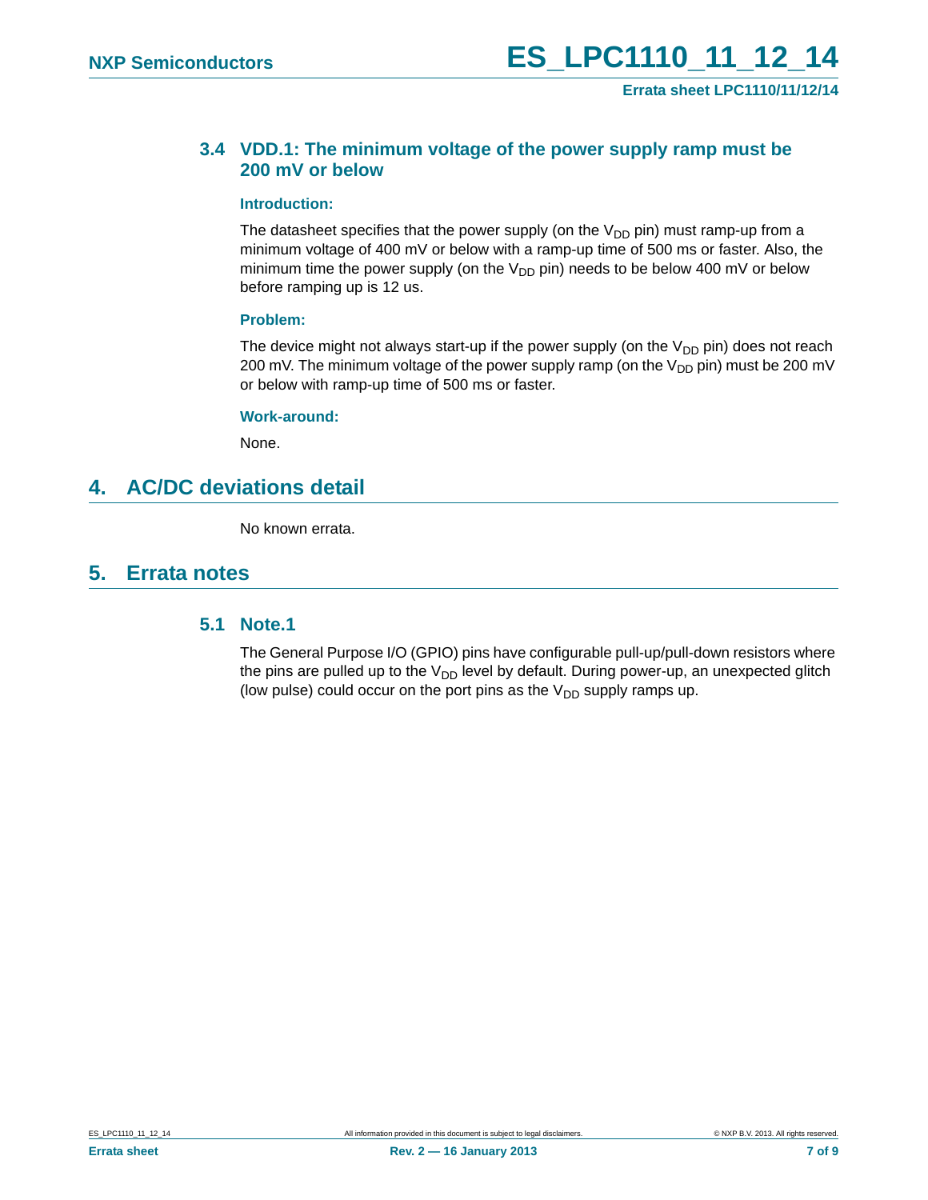### 3.4 VDD.1: The minimum voltage of the power supply ramp must be 200 mV or below

**Introduction:**

The datasheet specifies that the power supply (on the $V_{DD}$ pin) must ramp-up from a minimum voltage of 400 mV or below with a ramp-up time of 500 ms or faster. Also, the minimum time the power supply (on the $V_{DD}$ pin) needs to be below 400 mV or below before ramping up is 12 us.

**Problem:**

The device might not always start-up if the power supply (on the $V_{DD}$ pin) does not reach 200 mV. The minimum voltage of the power supply ramp (on the $V_{DD}$ pin) must be 200 mV or below with ramp-up time of 500 ms or faster.

**Work-around:**

None.

## 4. AC/DC deviations detail

No known errata.

## 5. Errata notes

### 5.1 Note.1

The General Purpose I/O (GPIO) pins have configurable pull-up/pull-down resistors where the pins are pulled up to the $V_{DD}$ level by default. During power-up, an unexpected glitch (low pulse) could occur on the port pins as the $V_{DD}$ supply ramps up.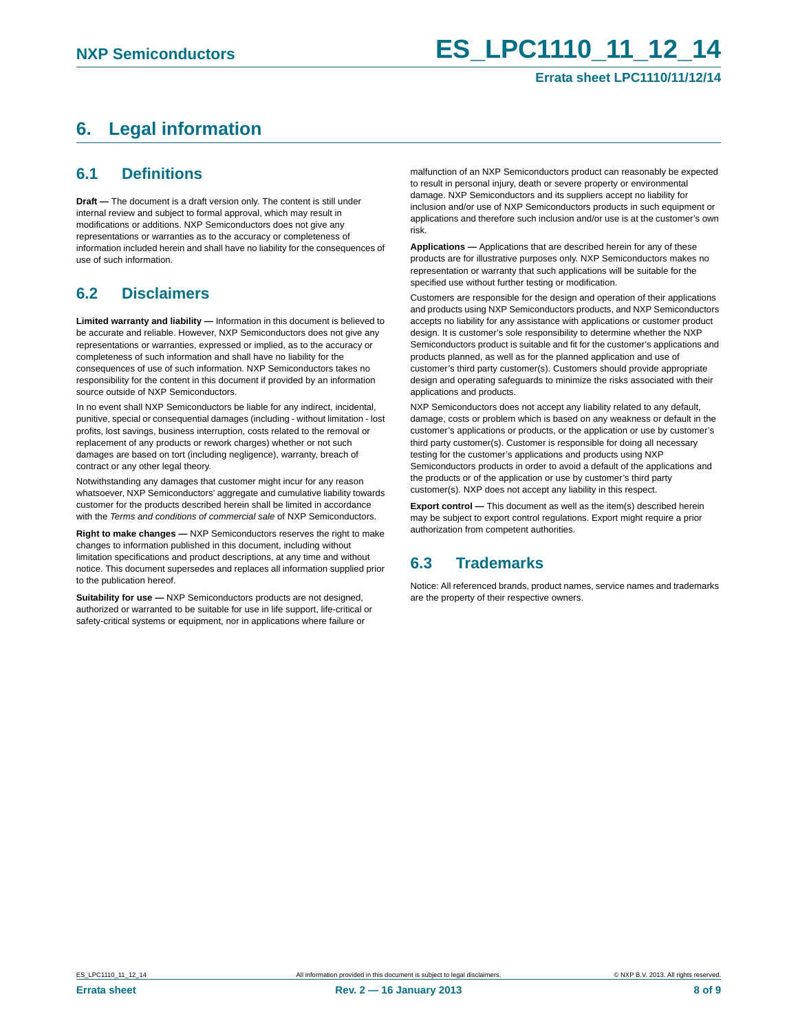# 6. Legal information

## 6.1 Definitions

**Draft —** The document is a draft version only. The content is still under internal review and subject to formal approval, which may result in modifications or additions. NXP Semiconductors does not give any representations or warranties as to the accuracy or completeness of information included herein and shall have no liability for the consequences of use of such information.

## 6.2 Disclaimers

**Limited warranty and liability —** Information in this document is believed to be accurate and reliable. However, NXP Semiconductors does not give any representations or warranties, expressed or implied, as to the accuracy or completeness of such information and shall have no liability for the consequences of use of such information. NXP Semiconductors takes no responsibility for the content in this document if provided by an information source outside of NXP Semiconductors.

In no event shall NXP Semiconductors be liable for any indirect, incidental, punitive, special or consequential damages (including - without limitation - lost profits, lost savings, business interruption, costs related to the removal or replacement of any products or rework charges) whether or not such damages are based on tort (including negligence), warranty, breach of contract or any other legal theory.

Notwithstanding any damages that customer might incur for any reason whatsoever, NXP Semiconductors' aggregate and cumulative liability towards customer for the products described herein shall be limited in accordance with the *Terms and conditions of commercial sale* of NXP Semiconductors.

**Right to make changes —** NXP Semiconductors reserves the right to make changes to information published in this document, including without limitation specifications and product descriptions, at any time and without notice. This document supersedes and replaces all information supplied prior to the publication hereof.

**Suitability for use —** NXP Semiconductors products are not designed, authorized or warranted to be suitable for use in life support, life-critical or safety-critical systems or equipment, nor in applications where failure or malfunction of an NXP Semiconductors product can reasonably be expected to result in personal injury, death or severe property or environmental damage. NXP Semiconductors and its suppliers accept no liability for inclusion and/or use of NXP Semiconductors products in such equipment or applications and therefore such inclusion and/or use is at the customer's own risk.

**Applications —** Applications that are described herein for any of these products are for illustrative purposes only. NXP Semiconductors makes no representation or warranty that such applications will be suitable for the specified use without further testing or modification.

Customers are responsible for the design and operation of their applications and products using NXP Semiconductors products, and NXP Semiconductors accepts no liability for any assistance with applications or customer product design. It is customer's sole responsibility to determine whether the NXP Semiconductors product is suitable and fit for the customer's applications and products planned, as well as for the planned application and use of customer's third party customer(s). Customers should provide appropriate design and operating safeguards to minimize the risks associated with their applications and products.

NXP Semiconductors does not accept any liability related to any default, damage, costs or problem which is based on any weakness or default in the customer's applications or products, or the application or use by customer's third party customer(s). Customer is responsible for doing all necessary testing for the customer's applications and products using NXP Semiconductors products in order to avoid a default of the applications and the products or of the application or use by customer's third party customer(s). NXP does not accept any liability in this respect.

**Export control —** This document as well as the item(s) described herein may be subject to export control regulations. Export might require a prior authorization from competent authorities.

## 6.3 Trademarks

Notice: All referenced brands, product names, service names and trademarks are the property of their respective owners.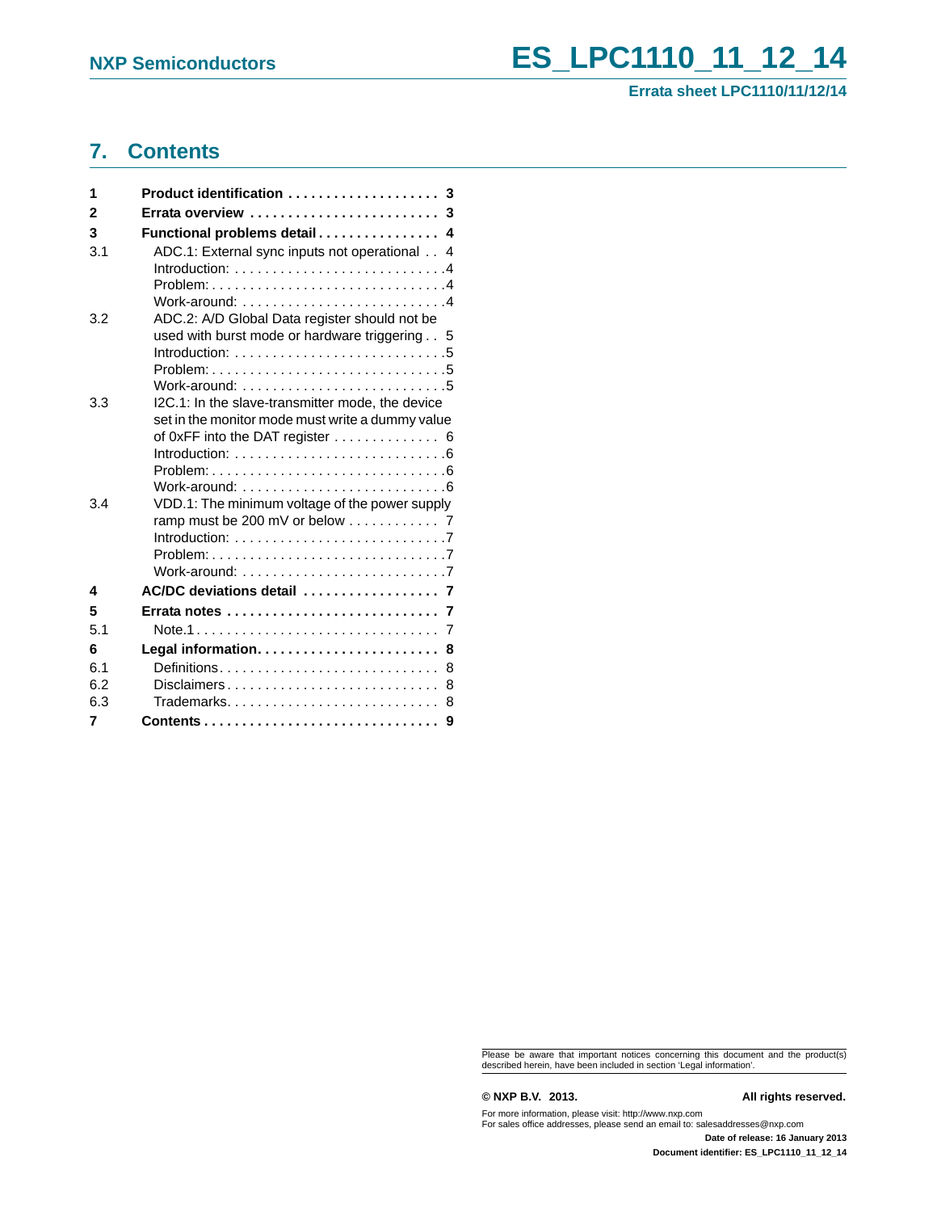## 7. Contents

| | | |
|---|---|---|
| **1** | **Product identification** | **3** |
| **2** | **Errata overview** | **3** |
| **3** | **Functional problems detail** | **4** |
| 3.1 | ADC.1: External sync inputs not operational | 4 |
| | Introduction: | 4 |
| | Problem: | 4 |
| | Work-around: | 4 |
| 3.2 | ADC.2: A/D Global Data register should not be used with burst mode or hardware triggering | 5 |
| | Introduction: | 5 |
| | Problem: | 5 |
| | Work-around: | 5 |
| 3.3 | I2C.1: In the slave-transmitter mode, the device set in the monitor mode must write a dummy value of 0xFF into the DAT register | 6 |
| | Introduction: | 6 |
| | Problem: | 6 |
| | Work-around: | 6 |
| 3.4 | VDD.1: The minimum voltage of the power supply ramp must be 200 mV or below | 7 |
| | Introduction: | 7 |
| | Problem: | 7 |
| | Work-around: | 7 |
| **4** | **AC/DC deviations detail** | **7** |
| **5** | **Errata notes** | **7** |
| 5.1 | Note.1 | 7 |
| **6** | **Legal information** | **8** |
| 6.1 | Definitions | 8 |
| 6.2 | Disclaimers | 8 |
| 6.3 | Trademarks | 8 |
| **7** | **Contents** | **9** |

Please be aware that important notices concerning this document and the product(s) described herein, have been included in section 'Legal information'.

**© NXP B.V. 2013. All rights reserved.**

For more information, please visit: http://www.nxp.com
For sales office addresses, please send an email to: salesaddresses@nxp.com

**Date of release: 16 January 2013**

**Document identifier: ES_LPC1110_11_12_14**